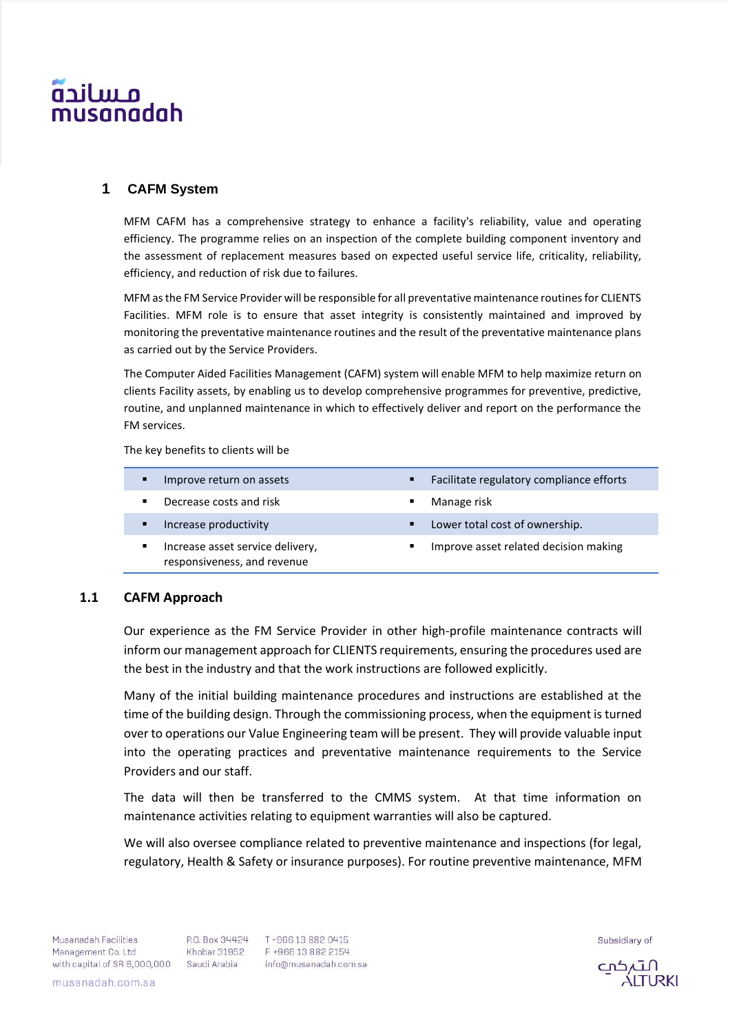# 1 CAFM System

MFM CAFM has a comprehensive strategy to enhance a facility's reliability, value and operating efficiency. The programme relies on an inspection of the complete building component inventory and the assessment of replacement measures based on expected useful service life, criticality, reliability, efficiency, and reduction of risk due to failures.

MFM as the FM Service Provider will be responsible for all preventative maintenance routines for CLIENTS Facilities. MFM role is to ensure that asset integrity is consistently maintained and improved by monitoring the preventative maintenance routines and the result of the preventative maintenance plans as carried out by the Service Providers.

The Computer Aided Facilities Management (CAFM) system will enable MFM to help maximize return on clients Facility assets, by enabling us to develop comprehensive programmes for preventive, predictive, routine, and unplanned maintenance in which to effectively deliver and report on the performance the FM services.

The key benefits to clients will be

| | |
|---|---|
| ▪ Improve return on assets | ▪ Facilitate regulatory compliance efforts |
| ▪ Decrease costs and risk | ▪ Manage risk |
| ▪ Increase productivity | ▪ Lower total cost of ownership. |
| ▪ Increase asset service delivery, responsiveness, and revenue | ▪ Improve asset related decision making |

## 1.1 CAFM Approach

Our experience as the FM Service Provider in other high-profile maintenance contracts will inform our management approach for CLIENTS requirements, ensuring the procedures used are the best in the industry and that the work instructions are followed explicitly.

Many of the initial building maintenance procedures and instructions are established at the time of the building design. Through the commissioning process, when the equipment is turned over to operations our Value Engineering team will be present. They will provide valuable input into the operating practices and preventative maintenance requirements to the Service Providers and our staff.

The data will then be transferred to the CMMS system. At that time information on maintenance activities relating to equipment warranties will also be captured.

We will also oversee compliance related to preventive maintenance and inspections (for legal, regulatory, Health & Safety or insurance purposes). For routine preventive maintenance, MFM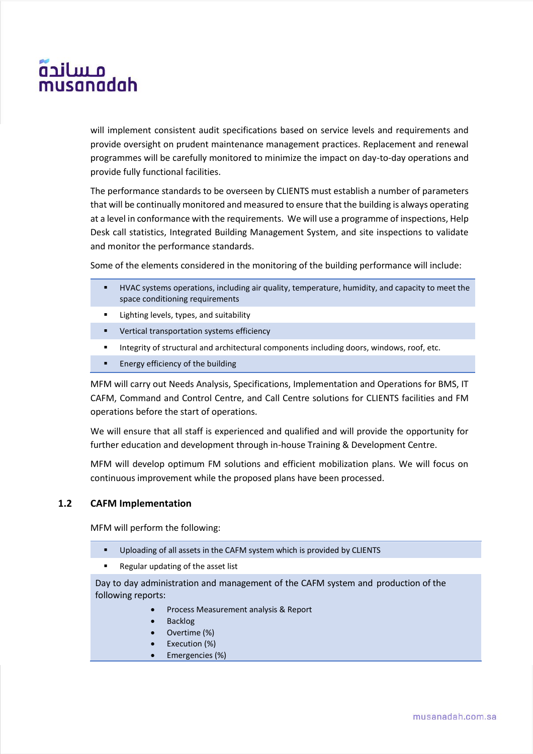will implement consistent audit specifications based on service levels and requirements and provide oversight on prudent maintenance management practices. Replacement and renewal programmes will be carefully monitored to minimize the impact on day-to-day operations and provide fully functional facilities.

The performance standards to be overseen by CLIENTS must establish a number of parameters that will be continually monitored and measured to ensure that the building is always operating at a level in conformance with the requirements. We will use a programme of inspections, Help Desk call statistics, Integrated Building Management System, and site inspections to validate and monitor the performance standards.

Some of the elements considered in the monitoring of the building performance will include:

- HVAC systems operations, including air quality, temperature, humidity, and capacity to meet the space conditioning requirements
- Lighting levels, types, and suitability
- Vertical transportation systems efficiency
- Integrity of structural and architectural components including doors, windows, roof, etc.
- Energy efficiency of the building

MFM will carry out Needs Analysis, Specifications, Implementation and Operations for BMS, IT CAFM, Command and Control Centre, and Call Centre solutions for CLIENTS facilities and FM operations before the start of operations.

We will ensure that all staff is experienced and qualified and will provide the opportunity for further education and development through in-house Training & Development Centre.

MFM will develop optimum FM solutions and efficient mobilization plans. We will focus on continuous improvement while the proposed plans have been processed.

## 1.2 CAFM Implementation

MFM will perform the following:

- Uploading of all assets in the CAFM system which is provided by CLIENTS
- Regular updating of the asset list

Day to day administration and management of the CAFM system and production of the following reports:

- Process Measurement analysis & Report
- Backlog
- Overtime (%)
- Execution (%)
- Emergencies (%)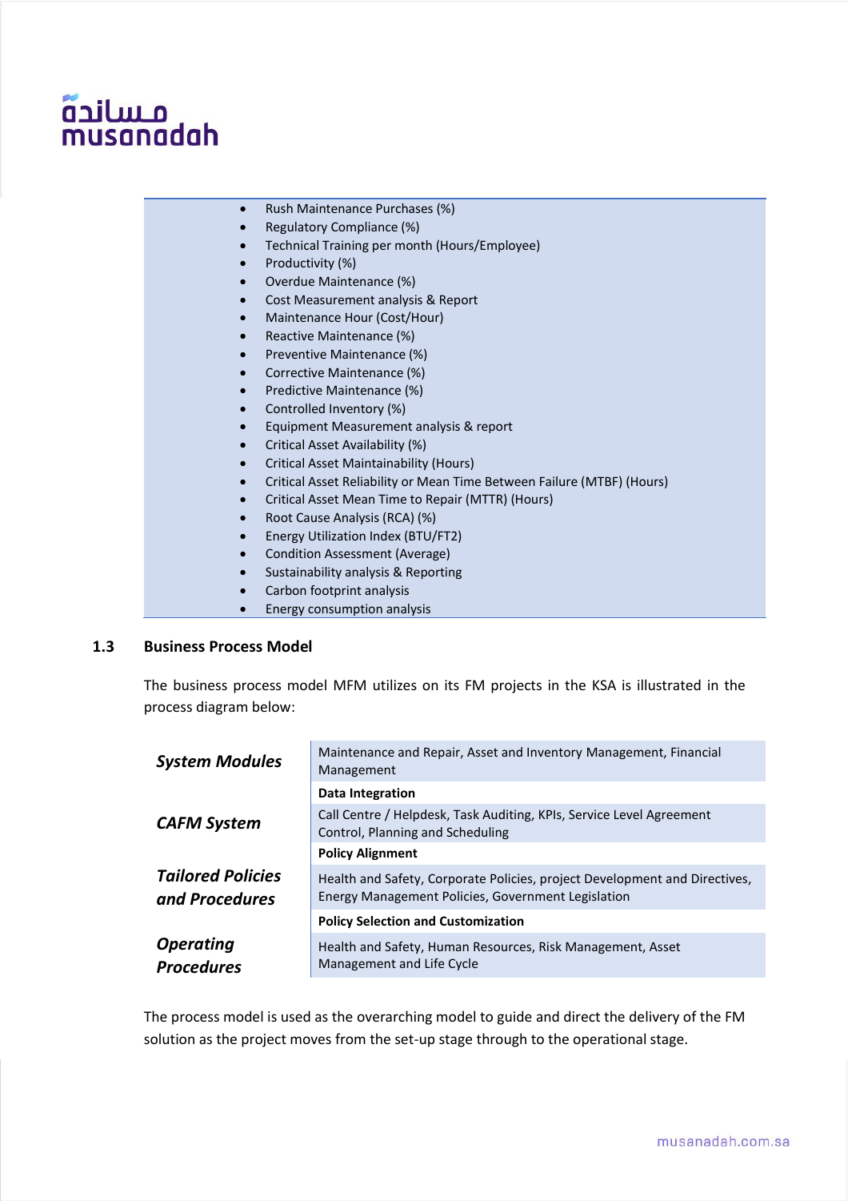- Rush Maintenance Purchases (%)
- Regulatory Compliance (%)
- Technical Training per month (Hours/Employee)
- Productivity (%)
- Overdue Maintenance (%)
- Cost Measurement analysis & Report
- Maintenance Hour (Cost/Hour)
- Reactive Maintenance (%)
- Preventive Maintenance (%)
- Corrective Maintenance (%)
- Predictive Maintenance (%)
- Controlled Inventory (%)
- Equipment Measurement analysis & report
- Critical Asset Availability (%)
- Critical Asset Maintainability (Hours)
- Critical Asset Reliability or Mean Time Between Failure (MTBF) (Hours)
- Critical Asset Mean Time to Repair (MTTR) (Hours)
- Root Cause Analysis (RCA) (%)
- Energy Utilization Index (BTU/FT2)
- Condition Assessment (Average)
- Sustainability analysis & Reporting
- Carbon footprint analysis
- Energy consumption analysis

## 1.3 Business Process Model

The business process model MFM utilizes on its FM projects in the KSA is illustrated in the process diagram below:

| | |
|---|---|
| ***System Modules*** | Maintenance and Repair, Asset and Inventory Management, Financial Management |
| | **Data Integration** |
| ***CAFM System*** | Call Centre / Helpdesk, Task Auditing, KPIs, Service Level Agreement Control, Planning and Scheduling |
| | **Policy Alignment** |
| ***Tailored Policies and Procedures*** | Health and Safety, Corporate Policies, project Development and Directives, Energy Management Policies, Government Legislation |
| | **Policy Selection and Customization** |
| ***Operating Procedures*** | Health and Safety, Human Resources, Risk Management, Asset Management and Life Cycle |

The process model is used as the overarching model to guide and direct the delivery of the FM solution as the project moves from the set-up stage through to the operational stage.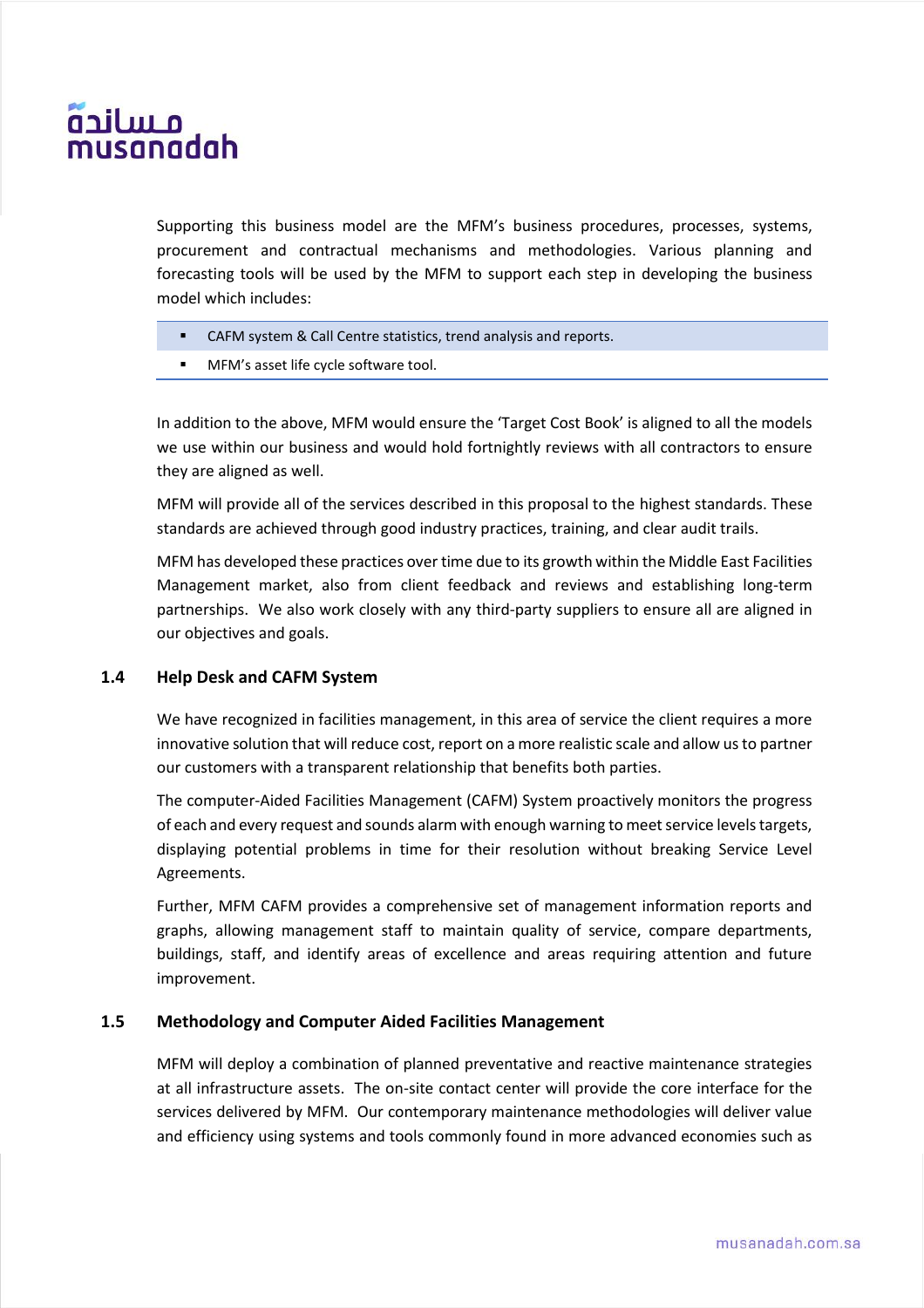Supporting this business model are the MFM's business procedures, processes, systems, procurement and contractual mechanisms and methodologies. Various planning and forecasting tools will be used by the MFM to support each step in developing the business model which includes:

- CAFM system & Call Centre statistics, trend analysis and reports.
- MFM's asset life cycle software tool.

In addition to the above, MFM would ensure the 'Target Cost Book' is aligned to all the models we use within our business and would hold fortnightly reviews with all contractors to ensure they are aligned as well.

MFM will provide all of the services described in this proposal to the highest standards. These standards are achieved through good industry practices, training, and clear audit trails.

MFM has developed these practices over time due to its growth within the Middle East Facilities Management market, also from client feedback and reviews and establishing long-term partnerships. We also work closely with any third-party suppliers to ensure all are aligned in our objectives and goals.

### 1.4 Help Desk and CAFM System

We have recognized in facilities management, in this area of service the client requires a more innovative solution that will reduce cost, report on a more realistic scale and allow us to partner our customers with a transparent relationship that benefits both parties.

The computer-Aided Facilities Management (CAFM) System proactively monitors the progress of each and every request and sounds alarm with enough warning to meet service levels targets, displaying potential problems in time for their resolution without breaking Service Level Agreements.

Further, MFM CAFM provides a comprehensive set of management information reports and graphs, allowing management staff to maintain quality of service, compare departments, buildings, staff, and identify areas of excellence and areas requiring attention and future improvement.

### 1.5 Methodology and Computer Aided Facilities Management

MFM will deploy a combination of planned preventative and reactive maintenance strategies at all infrastructure assets. The on-site contact center will provide the core interface for the services delivered by MFM. Our contemporary maintenance methodologies will deliver value and efficiency using systems and tools commonly found in more advanced economies such as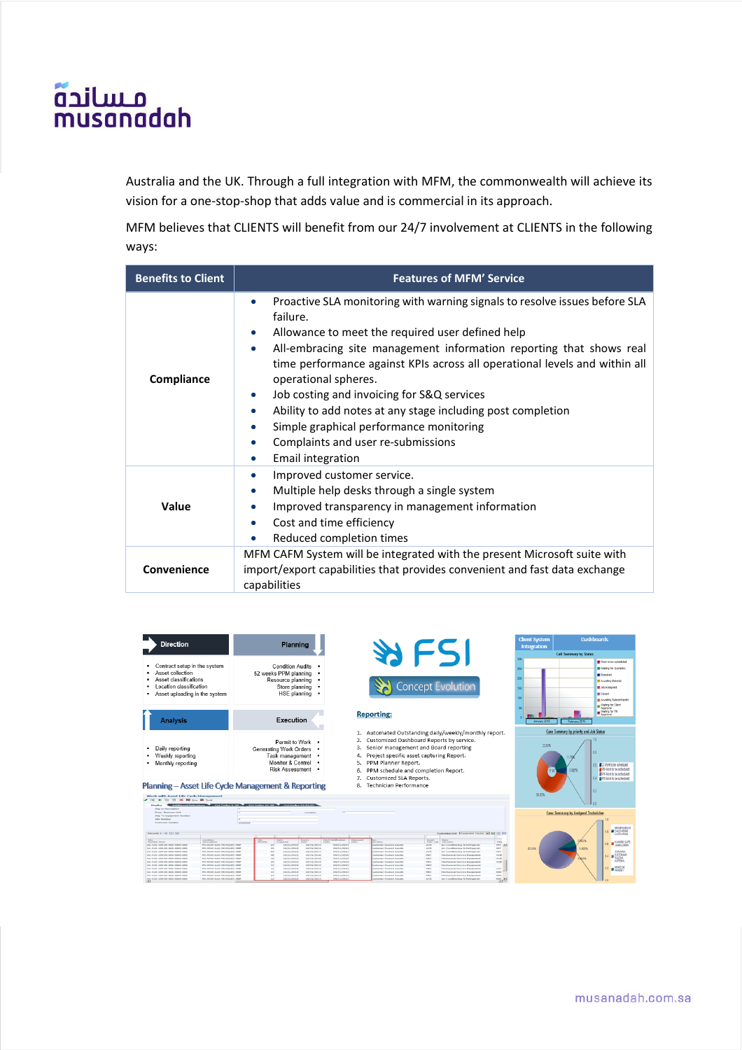Australia and the UK. Through a full integration with MFM, the commonwealth will achieve its vision for a one-stop-shop that adds value and is commercial in its approach.

MFM believes that CLIENTS will benefit from our 24/7 involvement at CLIENTS in the following ways:

| Benefits to Client | Features of MFM' Service |
|---|---|
| **Compliance** | • Proactive SLA monitoring with warning signals to resolve issues before SLA failure.<br>• Allowance to meet the required user defined help<br>• All-embracing site management information reporting that shows real time performance against KPIs across all operational levels and within all operational spheres.<br>• Job costing and invoicing for S&Q services<br>• Ability to add notes at any stage including post completion<br>• Simple graphical performance monitoring<br>• Complaints and user re-submissions<br>• Email integration |
| **Value** | • Improved customer service.<br>• Multiple help desks through a single system<br>• Improved transparency in management information<br>• Cost and time efficiency<br>• Reduced completion times |
| **Convenience** | MFM CAFM System will be integrated with the present Microsoft suite with import/export capabilities that provides convenient and fast data exchange capabilities |

Direction
- Contract setup in the system
- Asset collection
- Asset classifications
- Location classification
- Asset uploading in the system

Planning
- Condition Audits
- 52 weeks PPM planning
- Resource planning
- Store planning
- HSE planning

Analysis
- Daily reporting
- Weekly reporting
- Monthly reporting

Execution
- Permit to Work
- Generating Work Orders
- Task management
- Monitor & Control
- Risk Assessment

Planning – Asset Life Cycle Management & Reporting

FSI

Concept Evolution

**Reporting:**

1. Automated Outstanding daily/weekly/monthly report.
2. Customized Dashboard Reports by service.
3. Senior management and Board reporting
4. Project specific asset capturing Report.
5. PPM Planner Report.
6. PPM schedule and completion Report.
7. Customized SLA Reports.
8. Technician Performance

Client System Integration

Dashboards

Call Summary by Status

Case Summary by priority and Job Status

Case Summary by Assigned Technician